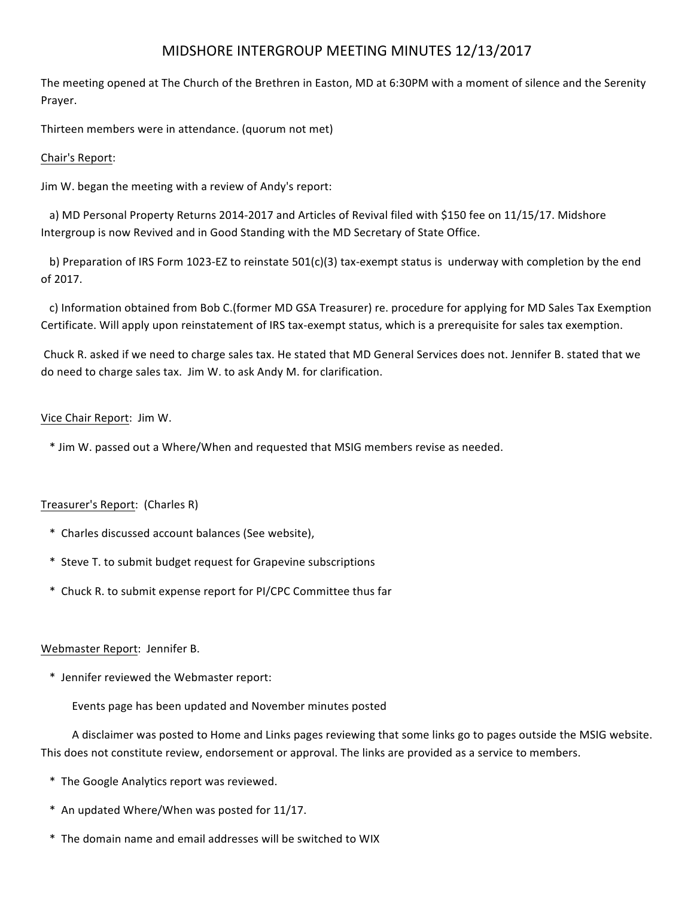# MIDSHORE INTERGROUP MEETING MINUTES 12/13/2017

The meeting opened at The Church of the Brethren in Easton, MD at 6:30PM with a moment of silence and the Serenity Prayer.

Thirteen members were in attendance. (quorum not met)

<u>Chair's Report</u>:

Jim W. began the meeting with a review of Andy's report:

a) MD Personal Property Returns 2014-2017 and Articles of Revival filed with $150 fee on 11/15/17. Midshore Intergroup is now Revived and in Good Standing with the MD Secretary of State Office.

b) Preparation of IRS Form 1023-EZ to reinstate 501(c)(3) tax-exempt status is underway with completion by the end of 2017.

c) Information obtained from Bob C.(former MD GSA Treasurer) re. procedure for applying for MD Sales Tax Exemption Certificate. Will apply upon reinstatement of IRS tax-exempt status, which is a prerequisite for sales tax exemption.

Chuck R. asked if we need to charge sales tax. He stated that MD General Services does not. Jennifer B. stated that we do need to charge sales tax. Jim W. to ask Andy M. for clarification.

<u>Vice Chair Report</u>: Jim W.

* Jim W. passed out a Where/When and requested that MSIG members revise as needed.

<u>Treasurer's Report</u>: (Charles R)

* Charles discussed account balances (See website),
* Steve T. to submit budget request for Grapevine subscriptions
* Chuck R. to submit expense report for PI/CPC Committee thus far

<u>Webmaster Report</u>: Jennifer B.

* Jennifer reviewed the Webmaster report:

  Events page has been updated and November minutes posted

  A disclaimer was posted to Home and Links pages reviewing that some links go to pages outside the MSIG website. This does not constitute review, endorsement or approval. The links are provided as a service to members.

* The Google Analytics report was reviewed.
* An updated Where/When was posted for 11/17.
* The domain name and email addresses will be switched to WIX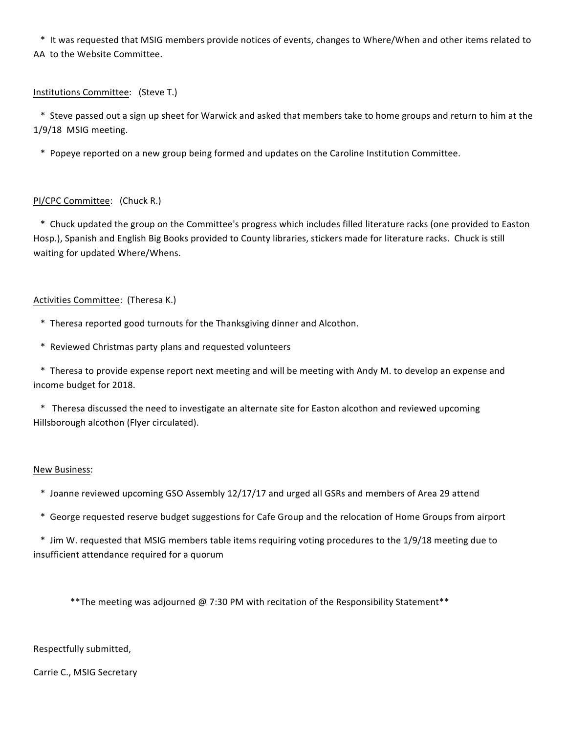* It was requested that MSIG members provide notices of events, changes to Where/When and other items related to AA to the Website Committee.

<u>Institutions Committee</u>: (Steve T.)

* Steve passed out a sign up sheet for Warwick and asked that members take to home groups and return to him at the 1/9/18 MSIG meeting.

* Popeye reported on a new group being formed and updates on the Caroline Institution Committee.

<u>PI/CPC Committee</u>: (Chuck R.)

* Chuck updated the group on the Committee's progress which includes filled literature racks (one provided to Easton Hosp.), Spanish and English Big Books provided to County libraries, stickers made for literature racks. Chuck is still waiting for updated Where/Whens.

<u>Activities Committee</u>: (Theresa K.)

* Theresa reported good turnouts for the Thanksgiving dinner and Alcothon.

* Reviewed Christmas party plans and requested volunteers

* Theresa to provide expense report next meeting and will be meeting with Andy M. to develop an expense and income budget for 2018.

* Theresa discussed the need to investigate an alternate site for Easton alcothon and reviewed upcoming Hillsborough alcothon (Flyer circulated).

<u>New Business</u>:

* Joanne reviewed upcoming GSO Assembly 12/17/17 and urged all GSRs and members of Area 29 attend

* George requested reserve budget suggestions for Cafe Group and the relocation of Home Groups from airport

* Jim W. requested that MSIG members table items requiring voting procedures to the 1/9/18 meeting due to insufficient attendance required for a quorum

**The meeting was adjourned @ 7:30 PM with recitation of the Responsibility Statement**

Respectfully submitted,

Carrie C., MSIG Secretary